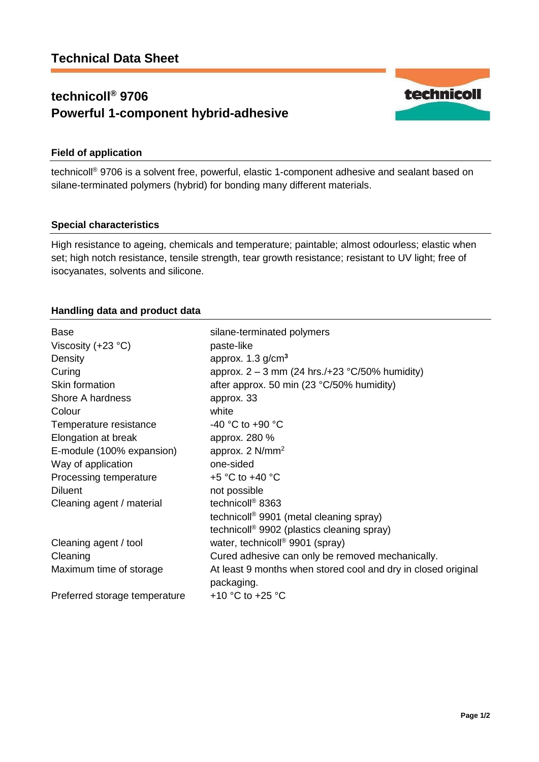# Technical Data Sheet

## technicoll® 9706
## Powerful 1-component hybrid-adhesive

### Field of application

technicoll® 9706 is a solvent free, powerful, elastic 1-component adhesive and sealant based on silane-terminated polymers (hybrid) for bonding many different materials.

### Special characteristics

High resistance to ageing, chemicals and temperature; paintable; almost odourless; elastic when set; high notch resistance, tensile strength, tear growth resistance; resistant to UV light; free of isocyanates, solvents and silicone.

### Handling data and product data

| | |
|---|---|
| Base | silane-terminated polymers |
| Viscosity (+23 °C) | paste-like |
| Density | approx. 1.3 g/cm³ |
| Curing | approx. 2 – 3 mm (24 hrs./+23 °C/50% humidity) |
| Skin formation | after approx. 50 min (23 °C/50% humidity) |
| Shore A hardness | approx. 33 |
| Colour | white |
| Temperature resistance | -40 °C to +90 °C |
| Elongation at break | approx. 280 % |
| E-module (100% expansion) | approx. 2 N/mm² |
| Way of application | one-sided |
| Processing temperature | +5 °C to +40 °C |
| Diluent | not possible |
| Cleaning agent / material | technicoll® 8363<br>technicoll® 9901 (metal cleaning spray)<br>technicoll® 9902 (plastics cleaning spray) |
| Cleaning agent / tool | water, technicoll® 9901 (spray) |
| Cleaning | Cured adhesive can only be removed mechanically. |
| Maximum time of storage | At least 9 months when stored cool and dry in closed original packaging. |
| Preferred storage temperature | +10 °C to +25 °C |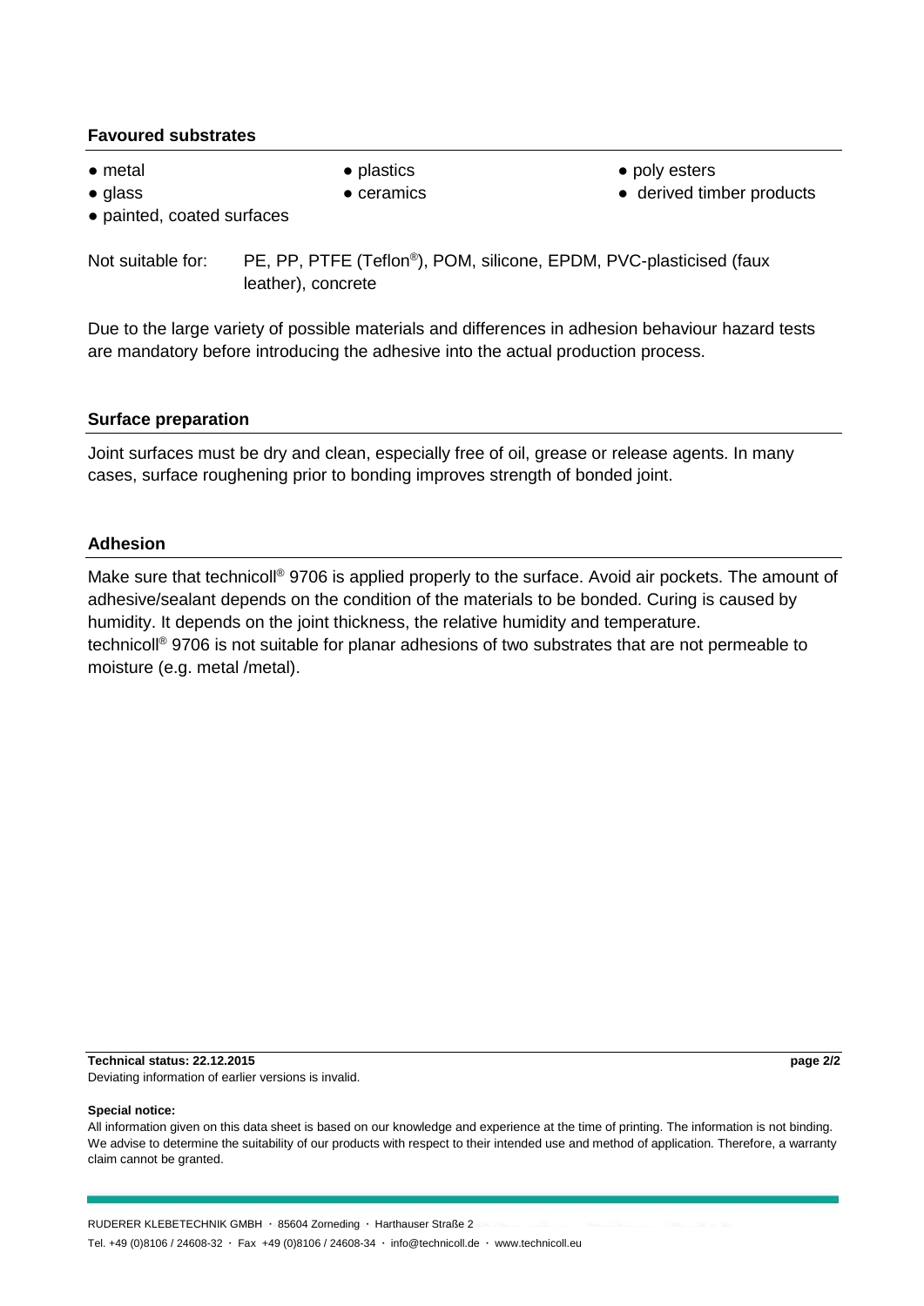## Favoured substrates

- metal
- plastics
- poly esters
- glass
- ceramics
- derived timber products
- painted, coated surfaces

Not suitable for: PE, PP, PTFE (Teflon®), POM, silicone, EPDM, PVC-plasticised (faux leather), concrete

Due to the large variety of possible materials and differences in adhesion behaviour hazard tests are mandatory before introducing the adhesive into the actual production process.

## Surface preparation

Joint surfaces must be dry and clean, especially free of oil, grease or release agents. In many cases, surface roughening prior to bonding improves strength of bonded joint.

## Adhesion

Make sure that technicoll® 9706 is applied properly to the surface. Avoid air pockets. The amount of adhesive/sealant depends on the condition of the materials to be bonded. Curing is caused by humidity. It depends on the joint thickness, the relative humidity and temperature.
technicoll® 9706 is not suitable for planar adhesions of two substrates that are not permeable to moisture (e.g. metal /metal).

**Technical status: 22.12.2015**
Deviating information of earlier versions is invalid.

**Special notice:**
All information given on this data sheet is based on our knowledge and experience at the time of printing. The information is not binding. We advise to determine the suitability of our products with respect to their intended use and method of application. Therefore, a warranty claim cannot be granted.

RUDERER KLEBETECHNIK GMBH · 85604 Zorneding · Harthauser Straße 2
Tel. +49 (0)8106 / 24608-32 · Fax +49 (0)8106 / 24608-34 · info@technicoll.de · www.technicoll.eu